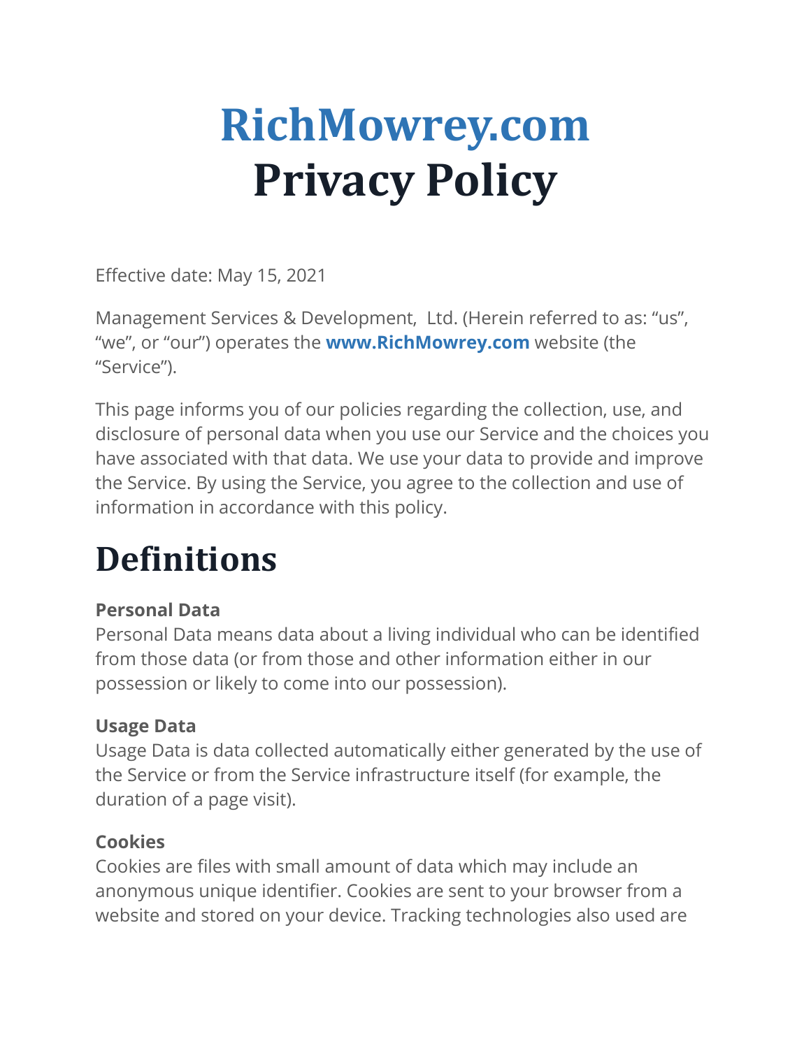# RichMowrey.com
# Privacy Policy

Effective date: May 15, 2021

Management Services & Development, Ltd. (Herein referred to as: "us", "we", or "our") operates the **www.RichMowrey.com** website (the "Service").

This page informs you of our policies regarding the collection, use, and disclosure of personal data when you use our Service and the choices you have associated with that data. We use your data to provide and improve the Service. By using the Service, you agree to the collection and use of information in accordance with this policy.

## Definitions

**Personal Data**
Personal Data means data about a living individual who can be identified from those data (or from those and other information either in our possession or likely to come into our possession).

**Usage Data**
Usage Data is data collected automatically either generated by the use of the Service or from the Service infrastructure itself (for example, the duration of a page visit).

**Cookies**
Cookies are files with small amount of data which may include an anonymous unique identifier. Cookies are sent to your browser from a website and stored on your device. Tracking technologies also used are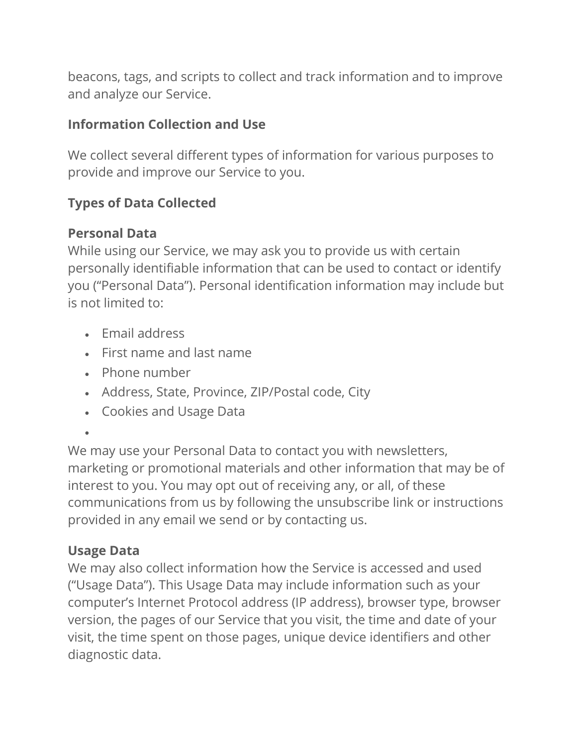beacons, tags, and scripts to collect and track information and to improve and analyze our Service.

### Information Collection and Use

We collect several different types of information for various purposes to provide and improve our Service to you.

### Types of Data Collected

**Personal Data**
While using our Service, we may ask you to provide us with certain personally identifiable information that can be used to contact or identify you ("Personal Data"). Personal identification information may include but is not limited to:

- Email address
- First name and last name
- Phone number
- Address, State, Province, ZIP/Postal code, City
- Cookies and Usage Data

We may use your Personal Data to contact you with newsletters, marketing or promotional materials and other information that may be of interest to you. You may opt out of receiving any, or all, of these communications from us by following the unsubscribe link or instructions provided in any email we send or by contacting us.

**Usage Data**
We may also collect information how the Service is accessed and used ("Usage Data"). This Usage Data may include information such as your computer's Internet Protocol address (IP address), browser type, browser version, the pages of our Service that you visit, the time and date of your visit, the time spent on those pages, unique device identifiers and other diagnostic data.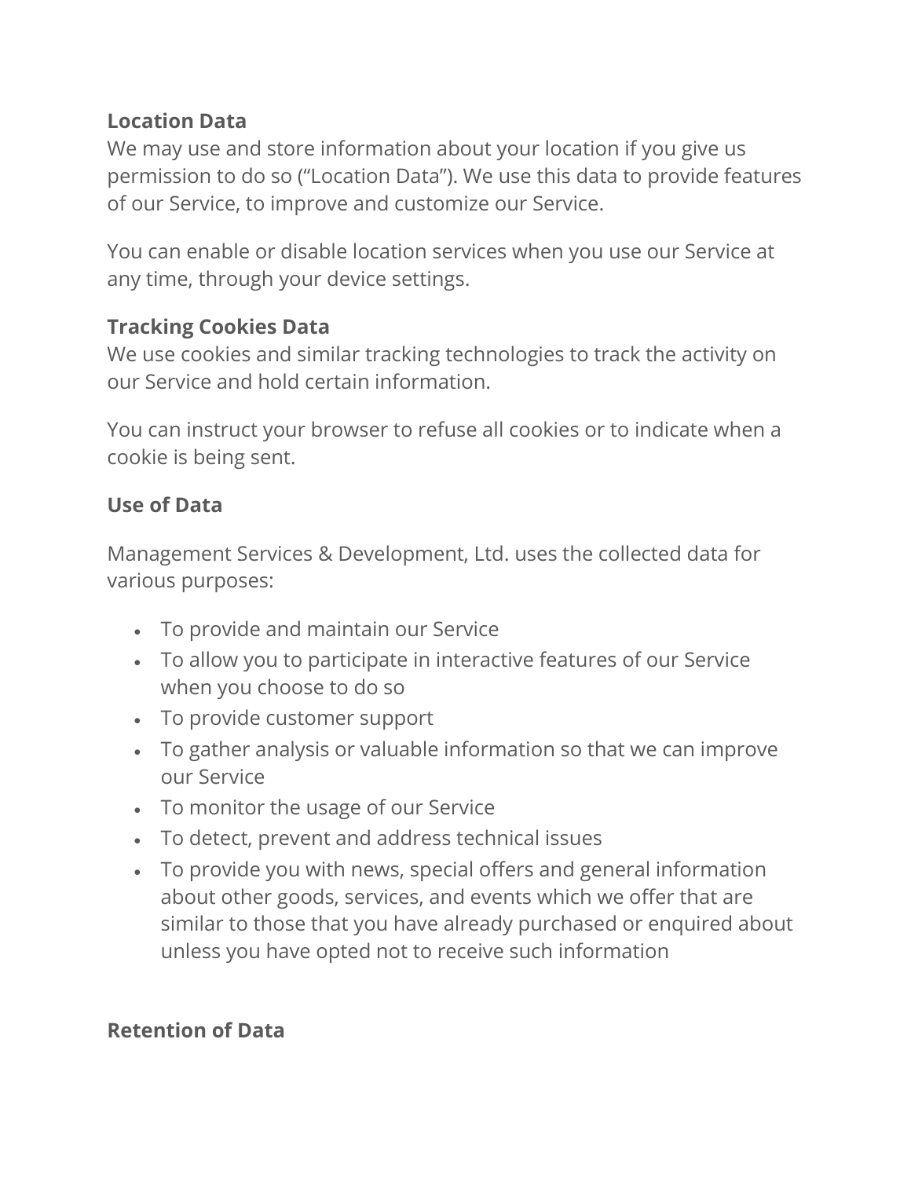**Location Data**
We may use and store information about your location if you give us permission to do so ("Location Data"). We use this data to provide features of our Service, to improve and customize our Service.

You can enable or disable location services when you use our Service at any time, through your device settings.

**Tracking Cookies Data**
We use cookies and similar tracking technologies to track the activity on our Service and hold certain information.

You can instruct your browser to refuse all cookies or to indicate when a cookie is being sent.

**Use of Data**

Management Services & Development, Ltd. uses the collected data for various purposes:

- To provide and maintain our Service
- To allow you to participate in interactive features of our Service when you choose to do so
- To provide customer support
- To gather analysis or valuable information so that we can improve our Service
- To monitor the usage of our Service
- To detect, prevent and address technical issues
- To provide you with news, special offers and general information about other goods, services, and events which we offer that are similar to those that you have already purchased or enquired about unless you have opted not to receive such information

**Retention of Data**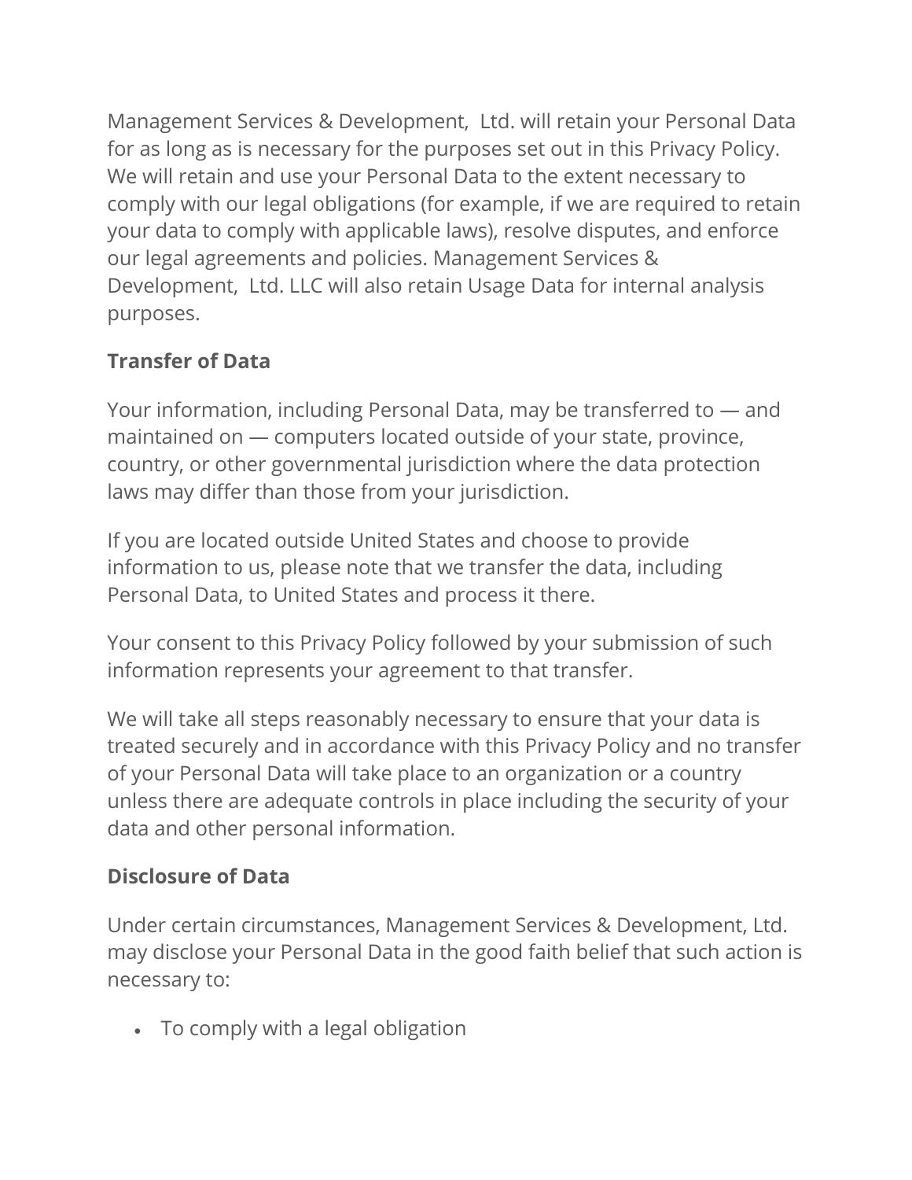Management Services & Development,  Ltd. will retain your Personal Data for as long as is necessary for the purposes set out in this Privacy Policy. We will retain and use your Personal Data to the extent necessary to comply with our legal obligations (for example, if we are required to retain your data to comply with applicable laws), resolve disputes, and enforce our legal agreements and policies. Management Services & Development,  Ltd. LLC will also retain Usage Data for internal analysis purposes.

**Transfer of Data**

Your information, including Personal Data, may be transferred to — and maintained on — computers located outside of your state, province, country, or other governmental jurisdiction where the data protection laws may differ than those from your jurisdiction.

If you are located outside United States and choose to provide information to us, please note that we transfer the data, including Personal Data, to United States and process it there.

Your consent to this Privacy Policy followed by your submission of such information represents your agreement to that transfer.

We will take all steps reasonably necessary to ensure that your data is treated securely and in accordance with this Privacy Policy and no transfer of your Personal Data will take place to an organization or a country unless there are adequate controls in place including the security of your data and other personal information.

**Disclosure of Data**

Under certain circumstances, Management Services & Development, Ltd. may disclose your Personal Data in the good faith belief that such action is necessary to:

- To comply with a legal obligation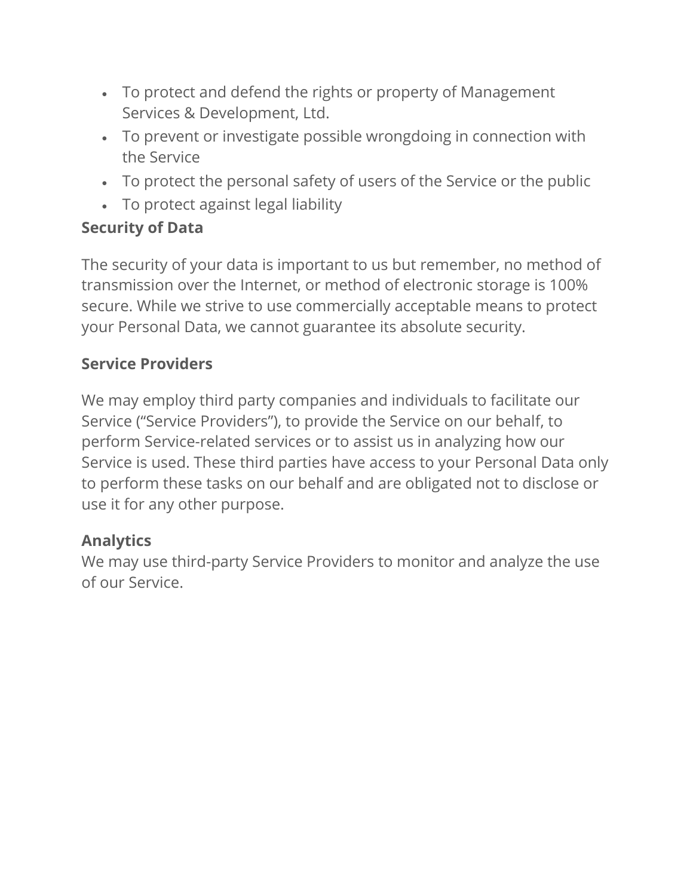- To protect and defend the rights or property of Management Services & Development, Ltd.
- To prevent or investigate possible wrongdoing in connection with the Service
- To protect the personal safety of users of the Service or the public
- To protect against legal liability

**Security of Data**

The security of your data is important to us but remember, no method of transmission over the Internet, or method of electronic storage is 100% secure. While we strive to use commercially acceptable means to protect your Personal Data, we cannot guarantee its absolute security.

**Service Providers**

We may employ third party companies and individuals to facilitate our Service ("Service Providers"), to provide the Service on our behalf, to perform Service-related services or to assist us in analyzing how our Service is used. These third parties have access to your Personal Data only to perform these tasks on our behalf and are obligated not to disclose or use it for any other purpose.

**Analytics**

We may use third-party Service Providers to monitor and analyze the use of our Service.